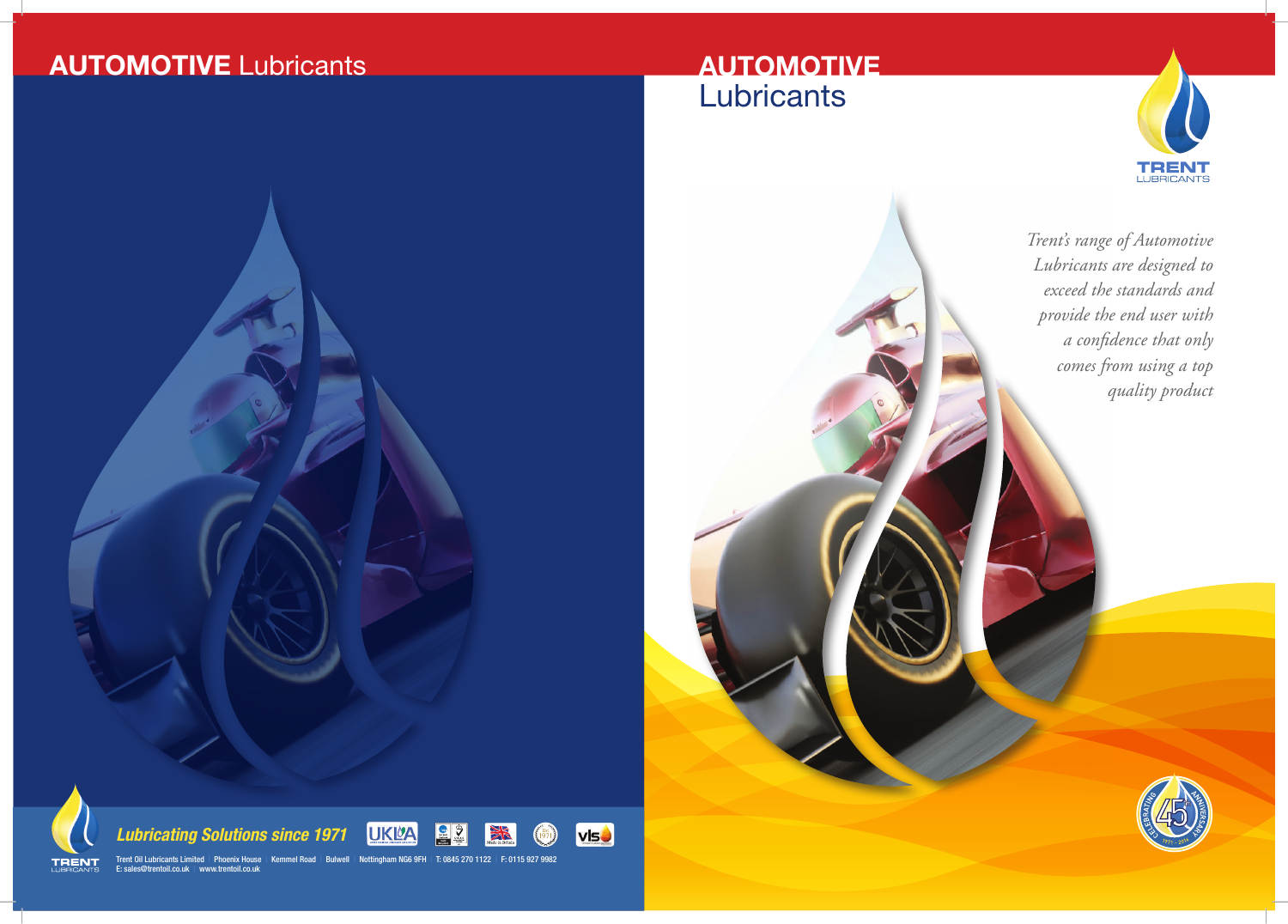# AUTOMOTIVE Lubricants

**Lubricating Solutions since 1971**

Trent Oil Lubricants Limited | Phoenix House | Kemmel Road | Bulwell | Nottingham NG6 9FH | T: 0845 270 1122 | F: 0115 927 9982
E: sales@trentoil.co.uk | www.trentoil.co.uk

# AUTOMOTIVE Lubricants

TRENT LUBRICANTS

*Trent's range of Automotive Lubricants are designed to exceed the standards and provide the end user with a confidence that only comes from using a top quality product*

CELEBRATING 45 ANNIVERSARY 1971 - 2016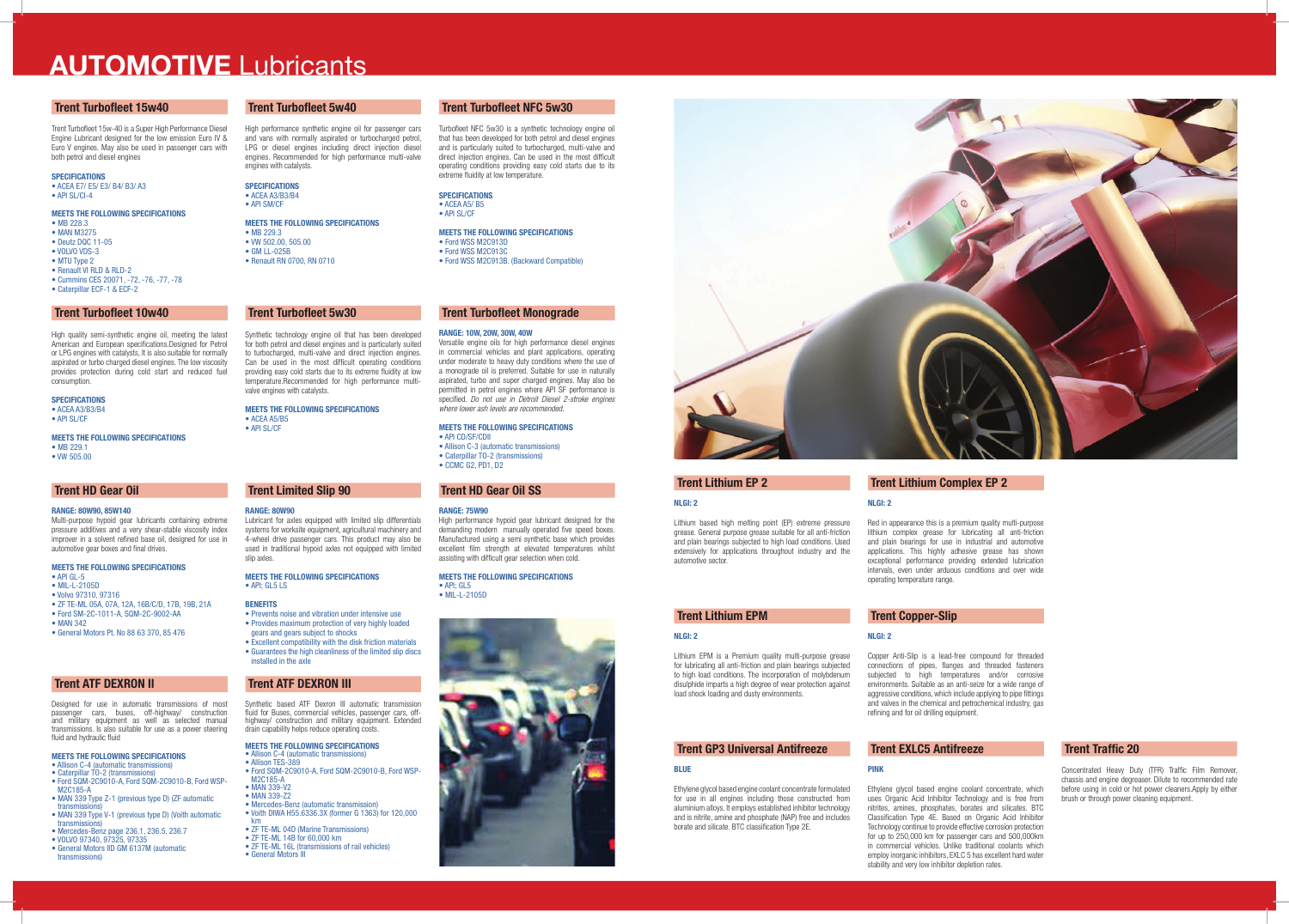# AUTOMOTIVE Lubricants

## Trent Turbofleet 15w40

Trent Turbofleet 15w-40 is a Super High Performance Diesel Engine Lubricant designed for the low emission Euro IV & Euro V engines. May also be used in passenger cars with both petrol and diesel engines

**SPECIFICATIONS**

- ACEA E7/ E5/ E3/ B4/ B3/ A3
- API SL/CI-4

**MEETS THE FOLLOWING SPECIFICATIONS**

- MB 228.3
- MAN M3275
- Deutz DQC 11-05
- VOLVO VDS-3
- MTU Type 2
- Renault VI RLD & RLD-2
- Cummins CES 20071, -72, -76, -77, -78
- Caterpillar ECF-1 & ECF-2

## Trent Turbofleet 5w40

High performance synthetic engine oil for passenger cars and vans with normally aspirated or turbocharged petrol, LPG or diesel engines including direct injection diesel engines. Recommended for high performance multi-valve engines with catalysts.

**SPECIFICATIONS**

- ACEA A3/B3/B4
- API SM/CF

**MEETS THE FOLLOWING SPECIFICATIONS**

- MB 229.3
- VW 502.00, 505.00
- GM LL-025B
- Renault RN 0700, RN 0710

## Trent Turbofleet NFC 5w30

Turbofleet NFC 5w30 is a synthetic technology engine oil that has been developed for both petrol and diesel engines and is particularly suited to turbocharged, multi-valve and direct injection engines. Can be used in the most difficult operating conditions providing easy cold starts due to its extreme fluidity at low temperature.

**SPECIFICATIONS**

- ACEA A5/ B5
- API SL/CF

**MEETS THE FOLLOWING SPECIFICATIONS**

- Ford WSS M2C913D
- Ford WSS M2C913C
- Ford WSS M2C913B. (Backward Compatible)

## Trent Turbofleet 10w40

High quality semi-synthetic engine oil, meeting the latest American and European specifications.Designed for Petrol or LPG engines with catalysts, It is also suitable for normally aspirated or turbo charged diesel engines. The low viscosity provides protection during cold start and reduced fuel consumption.

**SPECIFICATIONS**

- ACEA A3/B3/B4
- API SL/CF

**MEETS THE FOLLOWING SPECIFICATIONS**

- MB 229.1
- VW 505.00

## Trent Turbofleet 5w30

Synthetic technology engine oil that has been developed for both petrol and diesel engines and is particularly suited to turbocharged, multi-valve and direct injection engines. Can be used in the most difficult operating conditions providing easy cold starts due to its extreme fluidity at low temperature.Recommended for high performance multi-valve engines with catalysts.

**MEETS THE FOLLOWING SPECIFICATIONS**

- ACEA A5/B5
- API SL/CF

## Trent Turbofleet Monograde

**RANGE: 10W, 20W, 30W, 40W**

Versatile engine oils for high performance diesel engines in commercial vehicles and plant applications, operating under moderate to heavy duty conditions where the use of a monograde oil is preferred. Suitable for use in naturally aspirated, turbo and super charged engines. May also be permitted in petrol engines where API SF performance is specified. *Do not use in Detroit Diesel 2-stroke engines where lower ash levels are recommended.*

**MEETS THE FOLLOWING SPECIFICATIONS**

- API CD/SF/CDII
- Allison C-3 (automatic transmissions)
- Caterpillar TO-2 (transmissions)
- CCMC G2, PD1, D2

## Trent HD Gear Oil

**RANGE: 80W90, 85W140**

Multi-purpose hypoid gear lubricants containing extreme pressure additives and a very shear-stable viscosity index improver in a solvent refined base oil, designed for use in automotive gear boxes and final drives.

**MEETS THE FOLLOWING SPECIFICATIONS**

- API GL-5
- MIL-L-2105D
- Volvo 97310, 97316
- ZF TE-ML 05A, 07A, 12A, 16B/C/D, 17B, 19B, 21A
- Ford SM-2C-1011-A, SQM-2C-9002-AA
- MAN 342
- General Motors Pt. No 88 63 370, 85 476

## Trent Limited Slip 90

**RANGE: 80W90**

Lubricant for axles equipped with limited slip differentials systems for worksite equipment, agricultural machinery and 4-wheel drive passenger cars. This product may also be used in traditional hypoid axles not equipped with limited slip axles.

**MEETS THE FOLLOWING SPECIFICATIONS**

- API; GL5 LS

**BENEFITS**

- Prevents noise and vibration under intensive use
- Provides maximum protection of very highly loaded gears and gears subject to shocks
- Excellent compatibility with the disk friction materials
- Guarantees the high cleanliness of the limited slip discs installed in the axle

## Trent HD Gear Oil SS

**RANGE: 75W90**

High performance hypoid gear lubricant designed for the demanding modern manually operated five speed boxes. Manufactured using a semi synthetic base which provides excellent film strength at elevated temperatures whilst assisting with difficult gear selection when cold.

**MEETS THE FOLLOWING SPECIFICATIONS**

- API; GL5
- MIL-L-2105D

## Trent ATF DEXRON II

Designed for use in automatic transmissions of most passenger cars, buses, off-highway/ construction and military equipment as well as selected manual transmissions. Is also suitable for use as a power steering fluid and hydraulic fluid

**MEETS THE FOLLOWING SPECIFICATIONS**

- Allison C-4 (automatic transmissions)
- Caterpillar TO-2 (transmissions)
- Ford SQM-2C9010-A, Ford SQM-2C9010-B, Ford WSP-M2C185-A
- MAN 339 Type Z-1 (previous type D) (ZF automatic transmissions)
- MAN 339 Type V-1 (previous type D) (Voith automatic transmissions)
- Mercedes-Benz page 236.1, 236.5, 236.7
- VOLVO 97340, 97325, 97335
- General Motors IID GM 6137M (automatic transmissions)

## Trent ATF DEXRON III

Synthetic based ATF Dexron III automatic transmission fluid for Buses, commercial vehicles, passenger cars, off-highway/ construction and military equipment. Extended drain capability helps reduce operating costs.

**MEETS THE FOLLOWING SPECIFICATIONS**

- Allison C-4 (automatic transmissions)
- Allison TES-389
- Ford SQM-2C9010-A, Ford SQM-2C9010-B, Ford WSP-M2C185-A
- MAN 339-V2
- MAN 339-Z2
- Mercedes-Benz (automatic transmission)
- Voith DIWA H55.6336.3X (former G 1363) for 120,000 km
- ZF TE-ML 04D (Marine Transmissions)
- ZF TE-ML 14B for 60,000 km
- ZF TE-ML 16L (transmissions of rail vehicles)
- General Motors III

## Trent Lithium EP 2

**NLGI: 2**

Lithium based high melting point (EP) extreme pressure grease. General purpose grease suitable for all anti-friction and plain bearings subjected to high load conditions. Used extensively for applications throughout industry and the automotive sector.

## Trent Lithium Complex EP 2

**NLGI: 2**

Red in appearance this is a premium quality multi-purpose lithium complex grease for lubricating all anti-friction and plain bearings for use in industrial and automotive applications. This highly adhesive grease has shown exceptional performance providing extended lubrication intervals, even under arduous conditions and over wide operating temperature range.

## Trent Lithium EPM

**NLGI: 2**

Lithium EPM is a Premium quality multi-purpose grease for lubricating all anti-friction and plain bearings subjected to high load conditions. The incorporation of molybdenum disulphide imparts a high degree of wear protection against load shock loading and dusty environments.

## Trent Copper-Slip

**NLGI: 2**

Copper Anti-Slip is a lead-free compound for threaded connections of pipes, flanges and threaded fasteners subjected to high temperatures and/or corrosive environments. Suitable as an anti-seize for a wide range of aggressive conditions, which include applying to pipe fittings and valves in the chemical and petrochemical industry, gas refining and for oil drilling equipment.

## Trent GP3 Universal Antifreeze

**BLUE**

Ethylene glycol based engine coolant concentrate formulated for use in all engines including those constructed from aluminium alloys. It employs established inhibitor technology and is nitrite, amine and phosphate (NAP) free and includes borate and silicate. BTC classification Type 2E.

## Trent EXLC5 Antifreeze

**PINK**

Ethylene glycol based engine coolant concentrate, which uses Organic Acid Inhibitor Technology and is free from nitrites, amines, phosphates, borates and silicates. BTC Classification Type 4E. Based on Organic Acid Inhibitor Technology continue to provide effective corrosion protection for up to 250,000 km for passenger cars and 500,000km in commercial vehicles. Unlike traditional coolants which employ inorganic inhibitors, EXLC 5 has excellent hard water stability and very low inhibitor depletion rates.

## Trent Traffic 20

Concentrated Heavy Duty (TFR) Traffic Film Remover, chassis and engine degreaser. Dilute to recommended rate before using in cold or hot power cleaners.Apply by either brush or through power cleaning equipment.